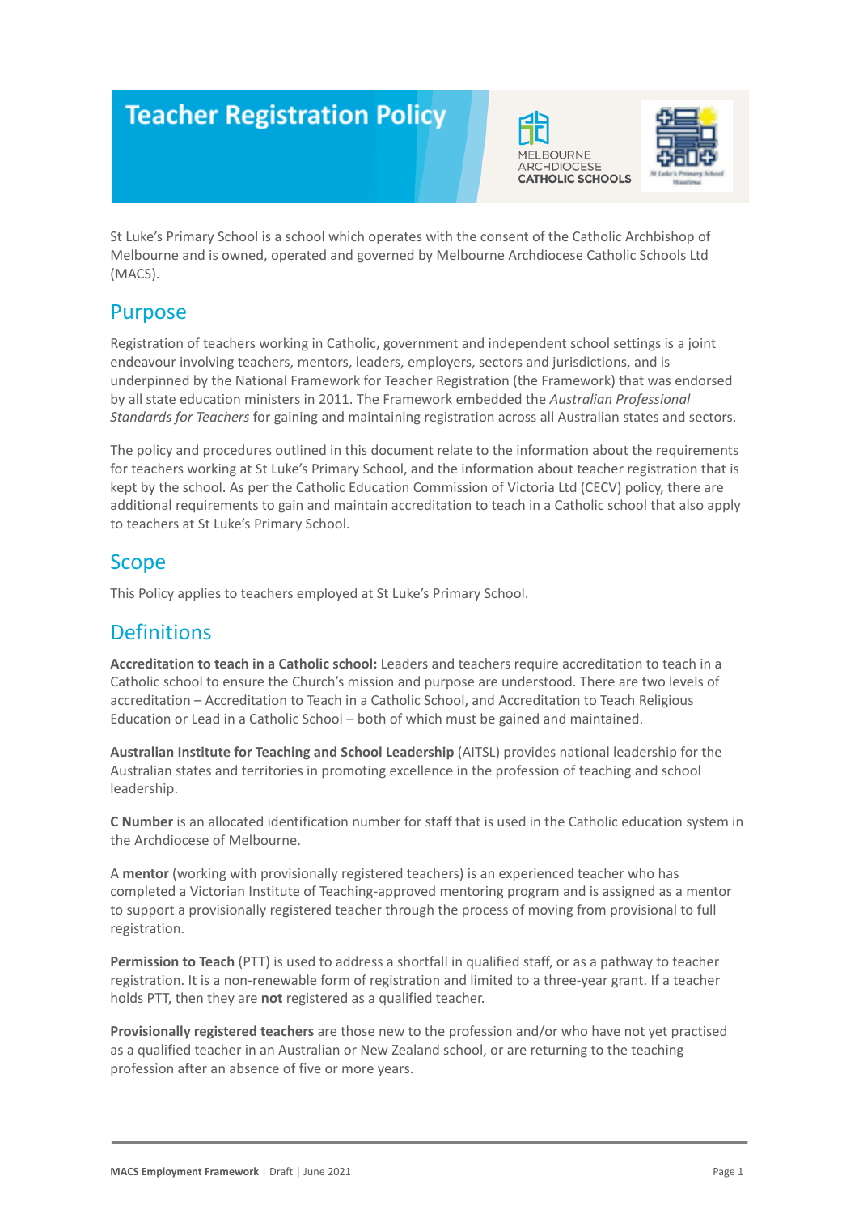# Teacher Registration Policy

St Luke's Primary School is a school which operates with the consent of the Catholic Archbishop of Melbourne and is owned, operated and governed by Melbourne Archdiocese Catholic Schools Ltd (MACS).

## Purpose

Registration of teachers working in Catholic, government and independent school settings is a joint endeavour involving teachers, mentors, leaders, employers, sectors and jurisdictions, and is underpinned by the National Framework for Teacher Registration (the Framework) that was endorsed by all state education ministers in 2011. The Framework embedded the *Australian Professional Standards for Teachers* for gaining and maintaining registration across all Australian states and sectors.

The policy and procedures outlined in this document relate to the information about the requirements for teachers working at St Luke's Primary School, and the information about teacher registration that is kept by the school. As per the Catholic Education Commission of Victoria Ltd (CECV) policy, there are additional requirements to gain and maintain accreditation to teach in a Catholic school that also apply to teachers at St Luke's Primary School.

## Scope

This Policy applies to teachers employed at St Luke's Primary School.

## Definitions

**Accreditation to teach in a Catholic school:** Leaders and teachers require accreditation to teach in a Catholic school to ensure the Church's mission and purpose are understood. There are two levels of accreditation – Accreditation to Teach in a Catholic School, and Accreditation to Teach Religious Education or Lead in a Catholic School – both of which must be gained and maintained.

**Australian Institute for Teaching and School Leadership** (AITSL) provides national leadership for the Australian states and territories in promoting excellence in the profession of teaching and school leadership.

**C Number** is an allocated identification number for staff that is used in the Catholic education system in the Archdiocese of Melbourne.

A **mentor** (working with provisionally registered teachers) is an experienced teacher who has completed a Victorian Institute of Teaching-approved mentoring program and is assigned as a mentor to support a provisionally registered teacher through the process of moving from provisional to full registration.

**Permission to Teach** (PTT) is used to address a shortfall in qualified staff, or as a pathway to teacher registration. It is a non-renewable form of registration and limited to a three-year grant. If a teacher holds PTT, then they are **not** registered as a qualified teacher.

**Provisionally registered teachers** are those new to the profession and/or who have not yet practised as a qualified teacher in an Australian or New Zealand school, or are returning to the teaching profession after an absence of five or more years.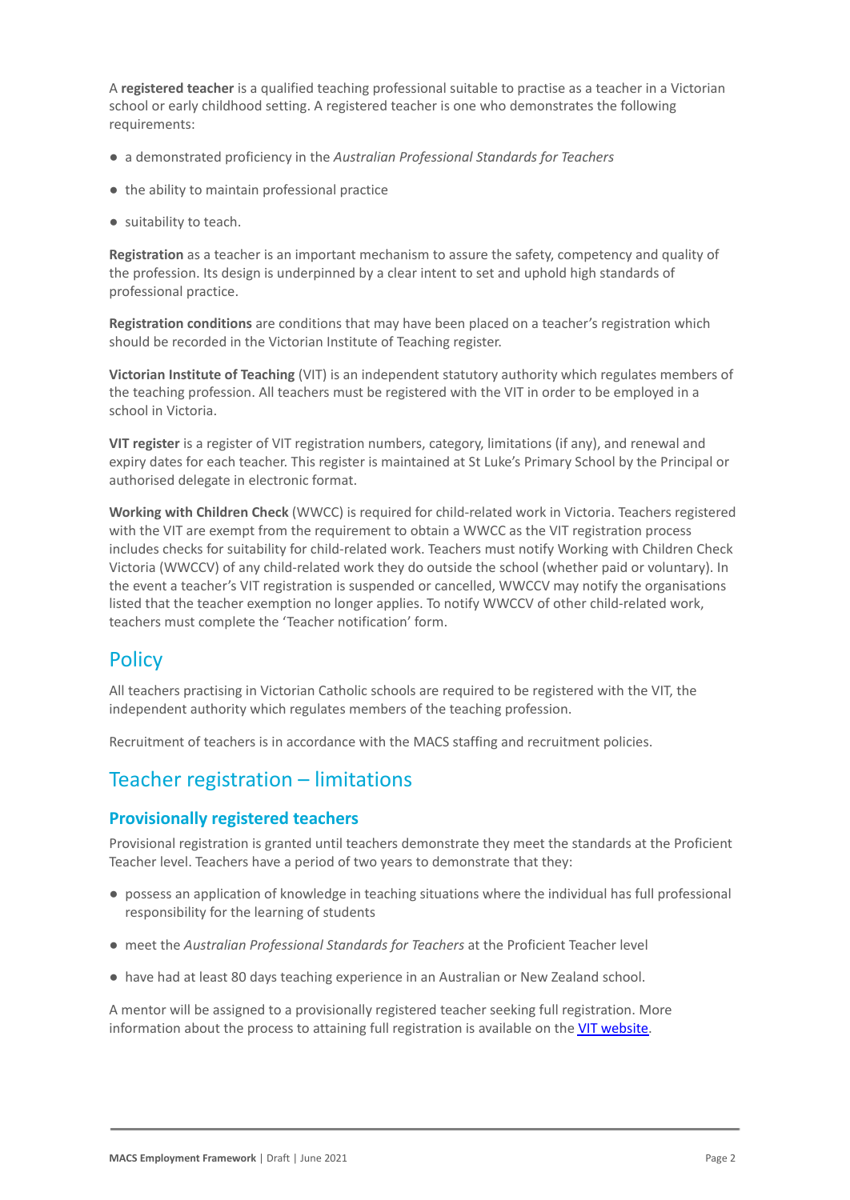A **registered teacher** is a qualified teaching professional suitable to practise as a teacher in a Victorian school or early childhood setting. A registered teacher is one who demonstrates the following requirements:

- a demonstrated proficiency in the *Australian Professional Standards for Teachers*
- the ability to maintain professional practice
- suitability to teach.

**Registration** as a teacher is an important mechanism to assure the safety, competency and quality of the profession. Its design is underpinned by a clear intent to set and uphold high standards of professional practice.

**Registration conditions** are conditions that may have been placed on a teacher's registration which should be recorded in the Victorian Institute of Teaching register.

**Victorian Institute of Teaching** (VIT) is an independent statutory authority which regulates members of the teaching profession. All teachers must be registered with the VIT in order to be employed in a school in Victoria.

**VIT register** is a register of VIT registration numbers, category, limitations (if any), and renewal and expiry dates for each teacher. This register is maintained at St Luke's Primary School by the Principal or authorised delegate in electronic format.

**Working with Children Check** (WWCC) is required for child-related work in Victoria. Teachers registered with the VIT are exempt from the requirement to obtain a WWCC as the VIT registration process includes checks for suitability for child-related work. Teachers must notify Working with Children Check Victoria (WWCCV) of any child-related work they do outside the school (whether paid or voluntary). In the event a teacher's VIT registration is suspended or cancelled, WWCCV may notify the organisations listed that the teacher exemption no longer applies. To notify WWCCV of other child-related work, teachers must complete the 'Teacher notification' form.

## Policy

All teachers practising in Victorian Catholic schools are required to be registered with the VIT, the independent authority which regulates members of the teaching profession.

Recruitment of teachers is in accordance with the MACS staffing and recruitment policies.

## Teacher registration – limitations

### Provisionally registered teachers

Provisional registration is granted until teachers demonstrate they meet the standards at the Proficient Teacher level. Teachers have a period of two years to demonstrate that they:

- possess an application of knowledge in teaching situations where the individual has full professional responsibility for the learning of students
- meet the *Australian Professional Standards for Teachers* at the Proficient Teacher level
- have had at least 80 days teaching experience in an Australian or New Zealand school.

A mentor will be assigned to a provisionally registered teacher seeking full registration. More information about the process to attaining full registration is available on the [VIT website](VIT website).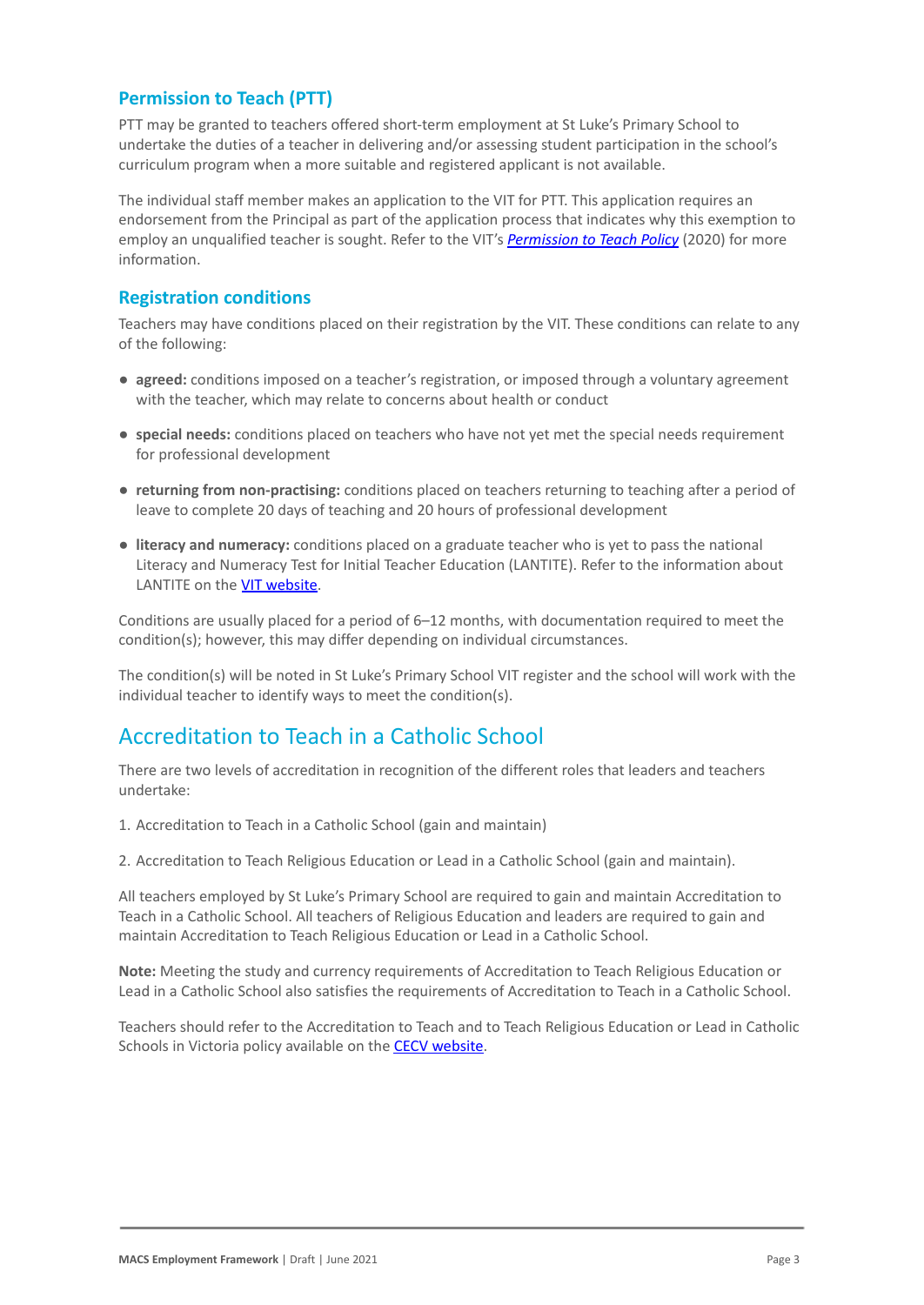### Permission to Teach (PTT)

PTT may be granted to teachers offered short-term employment at St Luke's Primary School to undertake the duties of a teacher in delivering and/or assessing student participation in the school's curriculum program when a more suitable and registered applicant is not available.

The individual staff member makes an application to the VIT for PTT. This application requires an endorsement from the Principal as part of the application process that indicates why this exemption to employ an unqualified teacher is sought. Refer to the VIT's *Permission to Teach Policy* (2020) for more information.

### Registration conditions

Teachers may have conditions placed on their registration by the VIT. These conditions can relate to any of the following:

- **agreed:** conditions imposed on a teacher's registration, or imposed through a voluntary agreement with the teacher, which may relate to concerns about health or conduct
- **special needs:** conditions placed on teachers who have not yet met the special needs requirement for professional development
- **returning from non-practising:** conditions placed on teachers returning to teaching after a period of leave to complete 20 days of teaching and 20 hours of professional development
- **literacy and numeracy:** conditions placed on a graduate teacher who is yet to pass the national Literacy and Numeracy Test for Initial Teacher Education (LANTITE). Refer to the information about LANTITE on the VIT website.

Conditions are usually placed for a period of 6–12 months, with documentation required to meet the condition(s); however, this may differ depending on individual circumstances.

The condition(s) will be noted in St Luke's Primary School VIT register and the school will work with the individual teacher to identify ways to meet the condition(s).

## Accreditation to Teach in a Catholic School

There are two levels of accreditation in recognition of the different roles that leaders and teachers undertake:

1. Accreditation to Teach in a Catholic School (gain and maintain)
2. Accreditation to Teach Religious Education or Lead in a Catholic School (gain and maintain).

All teachers employed by St Luke's Primary School are required to gain and maintain Accreditation to Teach in a Catholic School. All teachers of Religious Education and leaders are required to gain and maintain Accreditation to Teach Religious Education or Lead in a Catholic School.

**Note:** Meeting the study and currency requirements of Accreditation to Teach Religious Education or Lead in a Catholic School also satisfies the requirements of Accreditation to Teach in a Catholic School.

Teachers should refer to the Accreditation to Teach and to Teach Religious Education or Lead in Catholic Schools in Victoria policy available on the CECV website.